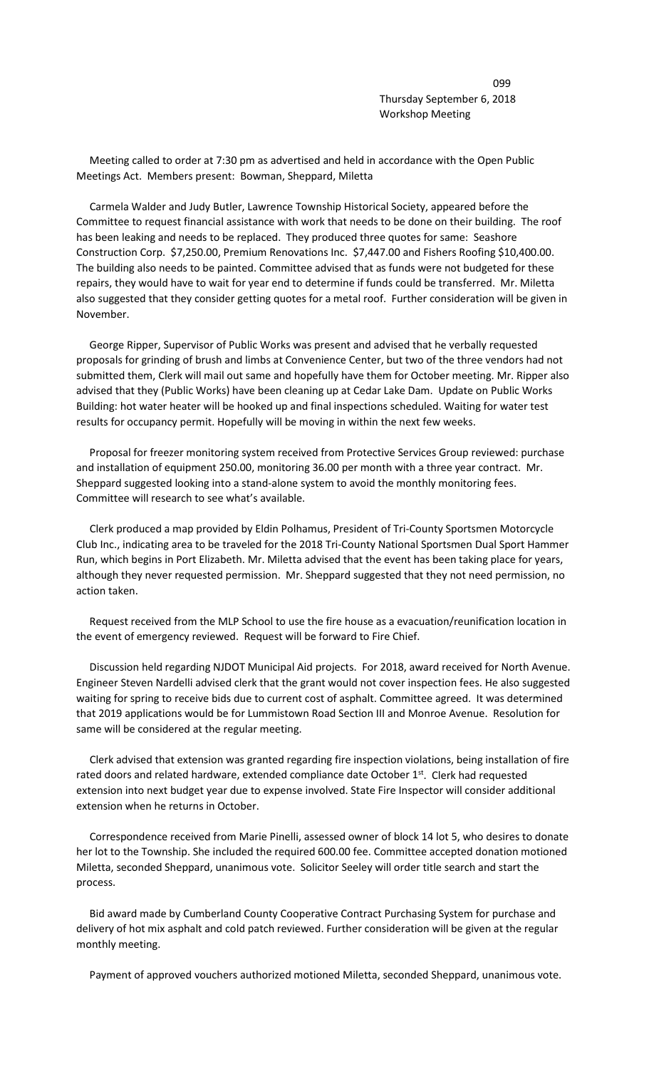Thursday September 6, 2018
Workshop Meeting

Meeting called to order at 7:30 pm as advertised and held in accordance with the Open Public Meetings Act. Members present: Bowman, Sheppard, Miletta

Carmela Walder and Judy Butler, Lawrence Township Historical Society, appeared before the Committee to request financial assistance with work that needs to be done on their building. The roof has been leaking and needs to be replaced. They produced three quotes for same: Seashore Construction Corp. $7,250.00, Premium Renovations Inc. $7,447.00 and Fishers Roofing $10,400.00. The building also needs to be painted. Committee advised that as funds were not budgeted for these repairs, they would have to wait for year end to determine if funds could be transferred. Mr. Miletta also suggested that they consider getting quotes for a metal roof. Further consideration will be given in November.

George Ripper, Supervisor of Public Works was present and advised that he verbally requested proposals for grinding of brush and limbs at Convenience Center, but two of the three vendors had not submitted them, Clerk will mail out same and hopefully have them for October meeting. Mr. Ripper also advised that they (Public Works) have been cleaning up at Cedar Lake Dam. Update on Public Works Building: hot water heater will be hooked up and final inspections scheduled. Waiting for water test results for occupancy permit. Hopefully will be moving in within the next few weeks.

Proposal for freezer monitoring system received from Protective Services Group reviewed: purchase and installation of equipment 250.00, monitoring 36.00 per month with a three year contract. Mr. Sheppard suggested looking into a stand-alone system to avoid the monthly monitoring fees. Committee will research to see what's available.

Clerk produced a map provided by Eldin Polhamus, President of Tri-County Sportsmen Motorcycle Club Inc., indicating area to be traveled for the 2018 Tri-County National Sportsmen Dual Sport Hammer Run, which begins in Port Elizabeth. Mr. Miletta advised that the event has been taking place for years, although they never requested permission. Mr. Sheppard suggested that they not need permission, no action taken.

Request received from the MLP School to use the fire house as a evacuation/reunification location in the event of emergency reviewed. Request will be forward to Fire Chief.

Discussion held regarding NJDOT Municipal Aid projects. For 2018, award received for North Avenue. Engineer Steven Nardelli advised clerk that the grant would not cover inspection fees. He also suggested waiting for spring to receive bids due to current cost of asphalt. Committee agreed. It was determined that 2019 applications would be for Lummistown Road Section III and Monroe Avenue. Resolution for same will be considered at the regular meeting.

Clerk advised that extension was granted regarding fire inspection violations, being installation of fire rated doors and related hardware, extended compliance date October 1st. Clerk had requested extension into next budget year due to expense involved. State Fire Inspector will consider additional extension when he returns in October.

Correspondence received from Marie Pinelli, assessed owner of block 14 lot 5, who desires to donate her lot to the Township. She included the required 600.00 fee. Committee accepted donation motioned Miletta, seconded Sheppard, unanimous vote. Solicitor Seeley will order title search and start the process.

Bid award made by Cumberland County Cooperative Contract Purchasing System for purchase and delivery of hot mix asphalt and cold patch reviewed. Further consideration will be given at the regular monthly meeting.

Payment of approved vouchers authorized motioned Miletta, seconded Sheppard, unanimous vote.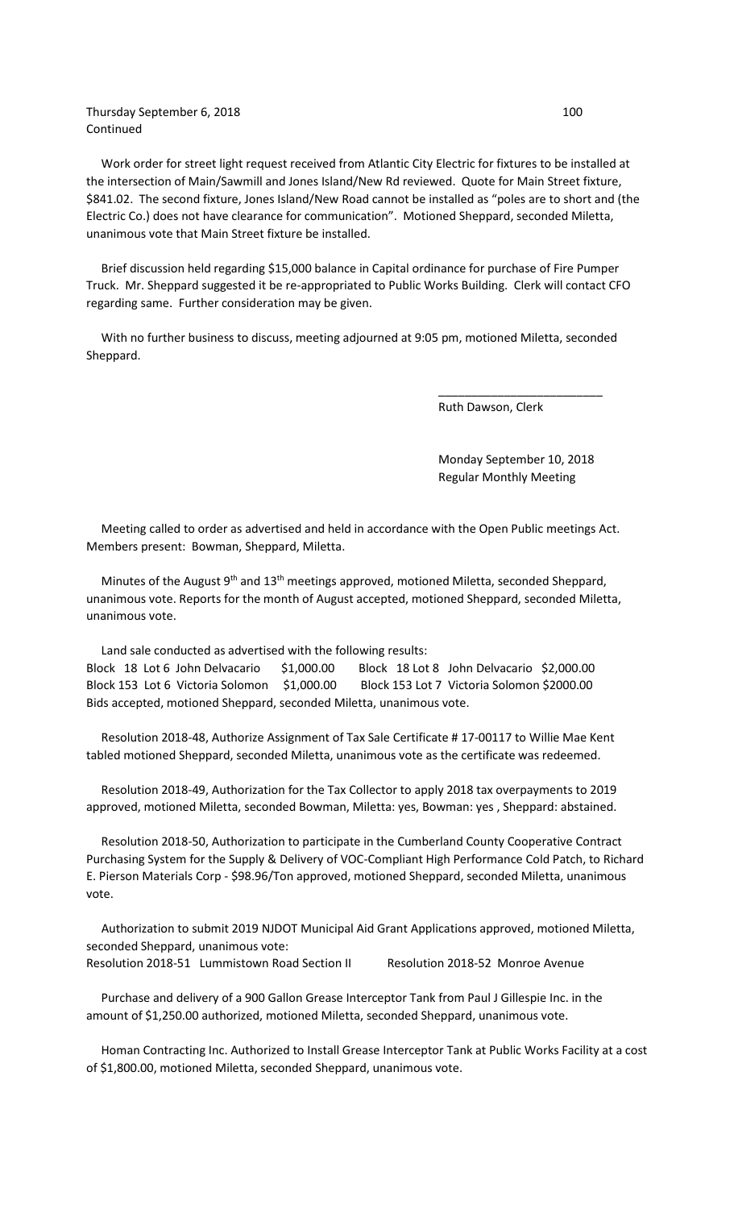Thursday September 6, 2018
Continued

Work order for street light request received from Atlantic City Electric for fixtures to be installed at the intersection of Main/Sawmill and Jones Island/New Rd reviewed. Quote for Main Street fixture, \$841.02. The second fixture, Jones Island/New Road cannot be installed as "poles are to short and (the Electric Co.) does not have clearance for communication". Motioned Sheppard, seconded Miletta, unanimous vote that Main Street fixture be installed.

Brief discussion held regarding \$15,000 balance in Capital ordinance for purchase of Fire Pumper Truck. Mr. Sheppard suggested it be re-appropriated to Public Works Building. Clerk will contact CFO regarding same. Further consideration may be given.

With no further business to discuss, meeting adjourned at 9:05 pm, motioned Miletta, seconded Sheppard.

_________________________
Ruth Dawson, Clerk

Monday September 10, 2018
Regular Monthly Meeting

Meeting called to order as advertised and held in accordance with the Open Public meetings Act. Members present: Bowman, Sheppard, Miletta.

Minutes of the August 9th and 13th meetings approved, motioned Miletta, seconded Sheppard, unanimous vote. Reports for the month of August accepted, motioned Sheppard, seconded Miletta, unanimous vote.

Land sale conducted as advertised with the following results:
Block 18 Lot 6 John Delvacario \$1,000.00 Block 18 Lot 8 John Delvacario \$2,000.00
Block 153 Lot 6 Victoria Solomon \$1,000.00 Block 153 Lot 7 Victoria Solomon \$2000.00
Bids accepted, motioned Sheppard, seconded Miletta, unanimous vote.

Resolution 2018-48, Authorize Assignment of Tax Sale Certificate # 17-00117 to Willie Mae Kent tabled motioned Sheppard, seconded Miletta, unanimous vote as the certificate was redeemed.

Resolution 2018-49, Authorization for the Tax Collector to apply 2018 tax overpayments to 2019 approved, motioned Miletta, seconded Bowman, Miletta: yes, Bowman: yes , Sheppard: abstained.

Resolution 2018-50, Authorization to participate in the Cumberland County Cooperative Contract Purchasing System for the Supply & Delivery of VOC-Compliant High Performance Cold Patch, to Richard E. Pierson Materials Corp - \$98.96/Ton approved, motioned Sheppard, seconded Miletta, unanimous vote.

Authorization to submit 2019 NJDOT Municipal Aid Grant Applications approved, motioned Miletta, seconded Sheppard, unanimous vote:
Resolution 2018-51 Lummistown Road Section II Resolution 2018-52 Monroe Avenue

Purchase and delivery of a 900 Gallon Grease Interceptor Tank from Paul J Gillespie Inc. in the amount of \$1,250.00 authorized, motioned Miletta, seconded Sheppard, unanimous vote.

Homan Contracting Inc. Authorized to Install Grease Interceptor Tank at Public Works Facility at a cost of \$1,800.00, motioned Miletta, seconded Sheppard, unanimous vote.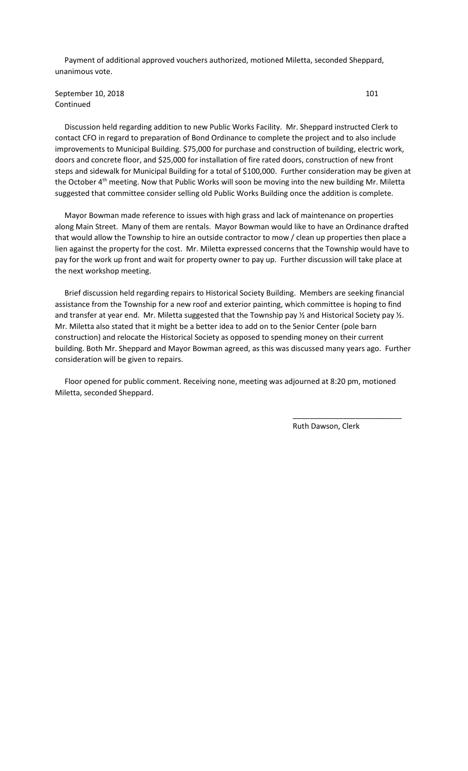Payment of additional approved vouchers authorized, motioned Miletta, seconded Sheppard, unanimous vote.

September 10, 2018
Continued

Discussion held regarding addition to new Public Works Facility. Mr. Sheppard instructed Clerk to contact CFO in regard to preparation of Bond Ordinance to complete the project and to also include improvements to Municipal Building. $75,000 for purchase and construction of building, electric work, doors and concrete floor, and $25,000 for installation of fire rated doors, construction of new front steps and sidewalk for Municipal Building for a total of $100,000. Further consideration may be given at the October 4th meeting. Now that Public Works will soon be moving into the new building Mr. Miletta suggested that committee consider selling old Public Works Building once the addition is complete.

Mayor Bowman made reference to issues with high grass and lack of maintenance on properties along Main Street. Many of them are rentals. Mayor Bowman would like to have an Ordinance drafted that would allow the Township to hire an outside contractor to mow / clean up properties then place a lien against the property for the cost. Mr. Miletta expressed concerns that the Township would have to pay for the work up front and wait for property owner to pay up. Further discussion will take place at the next workshop meeting.

Brief discussion held regarding repairs to Historical Society Building. Members are seeking financial assistance from the Township for a new roof and exterior painting, which committee is hoping to find and transfer at year end. Mr. Miletta suggested that the Township pay ½ and Historical Society pay ½. Mr. Miletta also stated that it might be a better idea to add on to the Senior Center (pole barn construction) and relocate the Historical Society as opposed to spending money on their current building. Both Mr. Sheppard and Mayor Bowman agreed, as this was discussed many years ago. Further consideration will be given to repairs.

Floor opened for public comment. Receiving none, meeting was adjourned at 8:20 pm, motioned Miletta, seconded Sheppard.

\_\_\_\_\_\_\_\_\_\_\_\_\_\_\_\_\_\_\_\_\_\_\_\_\_\_

Ruth Dawson, Clerk